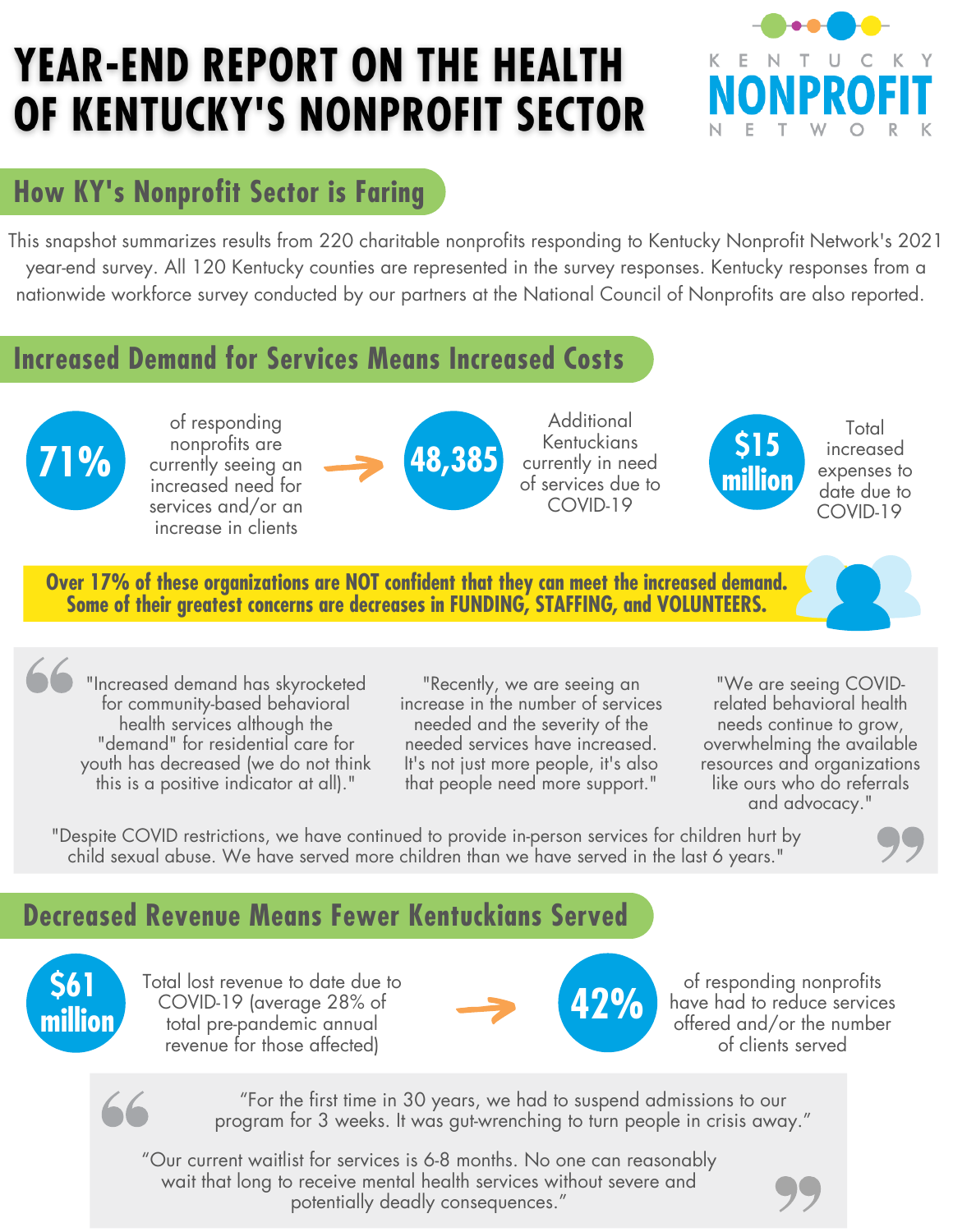# YEAR-END REPORT ON THE HEALTH OF KENTUCKY'S NONPROFIT SECTOR

KENTUCKY NONPROFIT NETWORK

## How KY's Nonprofit Sector is Faring

This snapshot summarizes results from 220 charitable nonprofits responding to Kentucky Nonprofit Network's 2021 year-end survey. All 120 Kentucky counties are represented in the survey responses. Kentucky responses from a nationwide workforce survey conducted by our partners at the National Council of Nonprofits are also reported.

## Increased Demand for Services Means Increased Costs

**71%** of responding nonprofits are currently seeing an increased need for services and/or an increase in clients

→ **48,385** Additional Kentuckians currently in need of services due to COVID-19

**$15 million** Total increased expenses to date due to COVID-19

**Over 17% of these organizations are NOT confident that they can meet the increased demand. Some of their greatest concerns are decreases in FUNDING, STAFFING, and VOLUNTEERS.**

> "Increased demand has skyrocketed for community-based behavioral health services although the "demand" for residential care for youth has decreased (we do not think this is a positive indicator at all)."

> "Recently, we are seeing an increase in the number of services needed and the severity of the needed services have increased. It's not just more people, it's also that people need more support."

> "We are seeing COVID-related behavioral health needs continue to grow, overwhelming the available resources and organizations like ours who do referrals and advocacy."

> "Despite COVID restrictions, we have continued to provide in-person services for children hurt by child sexual abuse. We have served more children than we have served in the last 6 years."

## Decreased Revenue Means Fewer Kentuckians Served

**$61 million** Total lost revenue to date due to COVID-19 (average 28% of total pre-pandemic annual revenue for those affected)

→ **42%** of responding nonprofits have had to reduce services offered and/or the number of clients served

> "For the first time in 30 years, we had to suspend admissions to our program for 3 weeks. It was gut-wrenching to turn people in crisis away."

> "Our current waitlist for services is 6-8 months. No one can reasonably wait that long to receive mental health services without severe and potentially deadly consequences."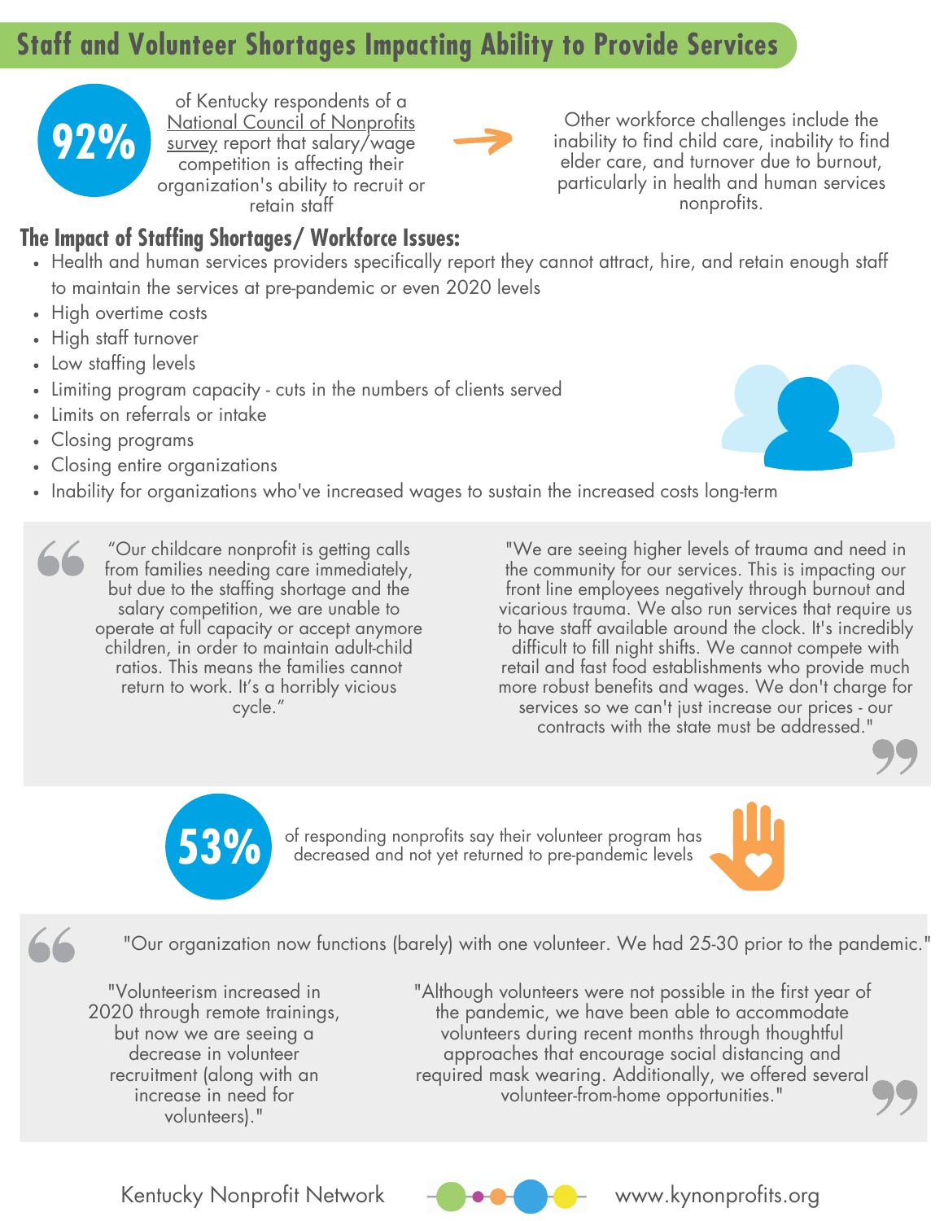# Staff and Volunteer Shortages Impacting Ability to Provide Services

**92%** of Kentucky respondents of a National Council of Nonprofits survey report that salary/wage competition is affecting their organization's ability to recruit or retain staff

Other workforce challenges include the inability to find child care, inability to find elder care, and turnover due to burnout, particularly in health and human services nonprofits.

## The Impact of Staffing Shortages/ Workforce Issues:

- Health and human services providers specifically report they cannot attract, hire, and retain enough staff to maintain the services at pre-pandemic or even 2020 levels
- High overtime costs
- High staff turnover
- Low staffing levels
- Limiting program capacity - cuts in the numbers of clients served
- Limits on referrals or intake
- Closing programs
- Closing entire organizations
- Inability for organizations who've increased wages to sustain the increased costs long-term

> "Our childcare nonprofit is getting calls from families needing care immediately, but due to the staffing shortage and the salary competition, we are unable to operate at full capacity or accept anymore children, in order to maintain adult-child ratios. This means the families cannot return to work. It's a horribly vicious cycle."

> "We are seeing higher levels of trauma and need in the community for our services. This is impacting our front line employees negatively through burnout and vicarious trauma. We also run services that require us to have staff available around the clock. It's incredibly difficult to fill night shifts. We cannot compete with retail and fast food establishments who provide much more robust benefits and wages. We don't charge for services so we can't just increase our prices - our contracts with the state must be addressed."

**53%** of responding nonprofits say their volunteer program has decreased and not yet returned to pre-pandemic levels

> "Our organization now functions (barely) with one volunteer. We had 25-30 prior to the pandemic."

> "Volunteerism increased in 2020 through remote trainings, but now we are seeing a decrease in volunteer recruitment (along with an increase in need for volunteers)."

> "Although volunteers were not possible in the first year of the pandemic, we have been able to accommodate volunteers during recent months through thoughtful approaches that encourage social distancing and required mask wearing. Additionally, we offered several volunteer-from-home opportunities."

Kentucky Nonprofit Network www.kynonprofits.org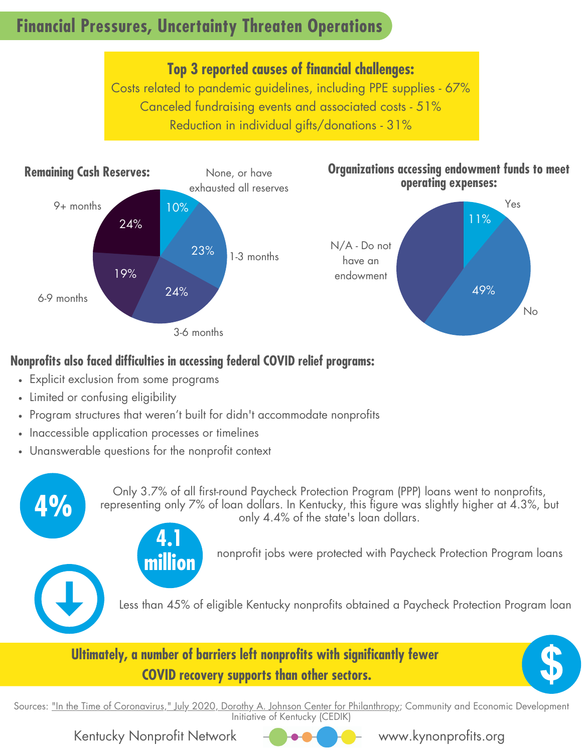## Financial Pressures, Uncertainty Threaten Operations

**Top 3 reported causes of financial challenges:**

Costs related to pandemic guidelines, including PPE supplies - 67%

Canceled fundraising events and associated costs - 51%

Reduction in individual gifts/donations - 31%

**Remaining Cash Reserves:**

| Remaining Cash Reserves | % |
|---|---|
| None, or have exhausted all reserves | 10% |
| 1-3 months | 23% |
| 3-6 months | 24% |
| 6-9 months | 19% |
| 9+ months | 24% |

**Organizations accessing endowment funds to meet operating expenses:**

| Response | % |
|---|---|
| Yes | 11% |
| No | 49% |
| N/A - Do not have an endowment | |

**Nonprofits also faced difficulties in accessing federal COVID relief programs:**

- Explicit exclusion from some programs
- Limited or confusing eligibility
- Program structures that weren't built for didn't accommodate nonprofits
- Inaccessible application processes or timelines
- Unanswerable questions for the nonprofit context

**4%** Only 3.7% of all first-round Paycheck Protection Program (PPP) loans went to nonprofits, representing only 7% of loan dollars. In Kentucky, this figure was slightly higher at 4.3%, but only 4.4% of the state's loan dollars.

**4.1 million** nonprofit jobs were protected with Paycheck Protection Program loans

Less than 45% of eligible Kentucky nonprofits obtained a Paycheck Protection Program loan

**Ultimately, a number of barriers left nonprofits with significantly fewer COVID recovery supports than other sectors.**

Sources: "In the Time of Coronavirus," July 2020, Dorothy A. Johnson Center for Philanthropy; Community and Economic Development Initiative of Kentucky (CEDIK)

Kentucky Nonprofit Network www.kynonprofits.org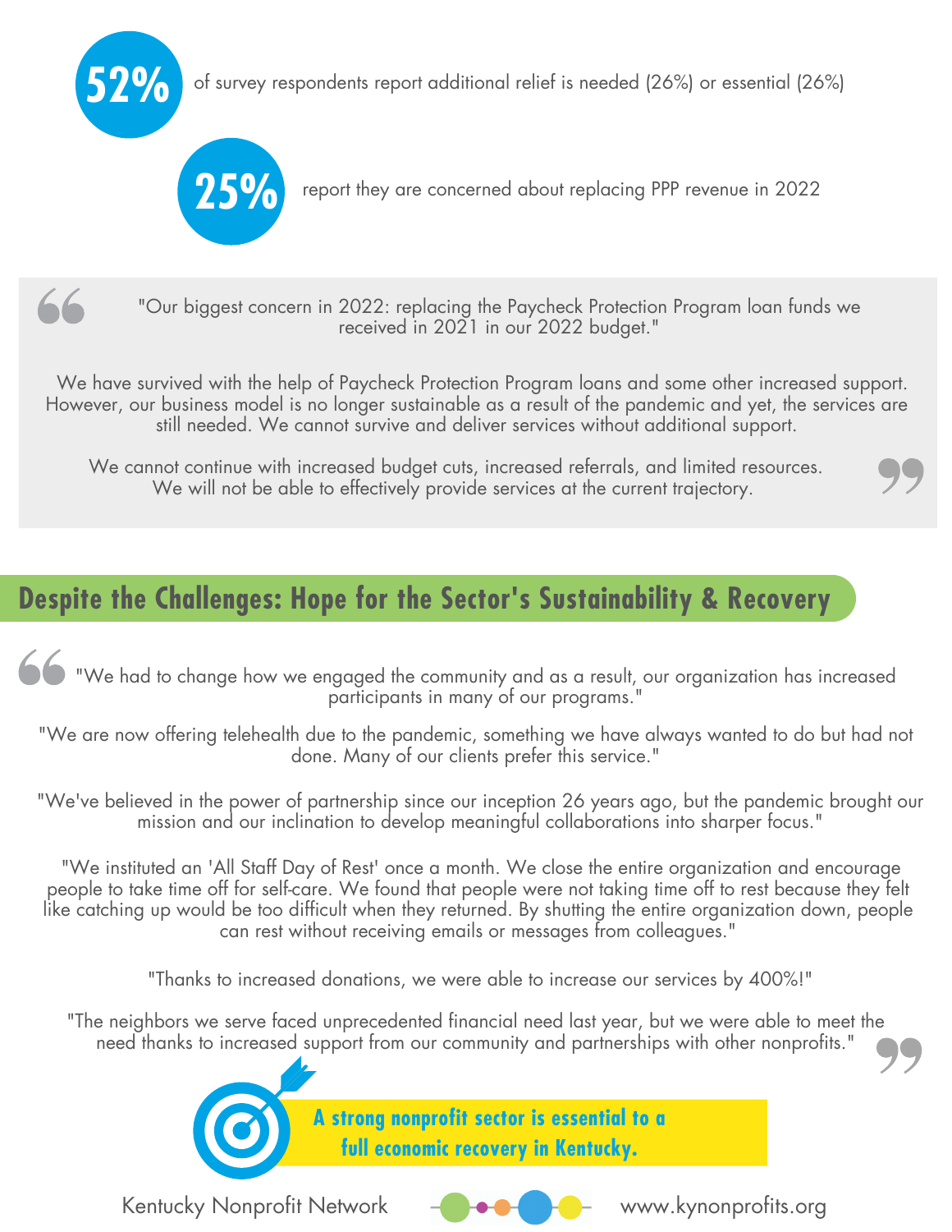**52%** of survey respondents report additional relief is needed (26%) or essential (26%)

**25%** report they are concerned about replacing PPP revenue in 2022

> "Our biggest concern in 2022: replacing the Paycheck Protection Program loan funds we received in 2021 in our 2022 budget."
>
> We have survived with the help of Paycheck Protection Program loans and some other increased support. However, our business model is no longer sustainable as a result of the pandemic and yet, the services are still needed. We cannot survive and deliver services without additional support.
>
> We cannot continue with increased budget cuts, increased referrals, and limited resources. We will not be able to effectively provide services at the current trajectory.

## Despite the Challenges: Hope for the Sector's Sustainability & Recovery

> "We had to change how we engaged the community and as a result, our organization has increased participants in many of our programs."
>
> "We are now offering telehealth due to the pandemic, something we have always wanted to do but had not done. Many of our clients prefer this service."
>
> "We've believed in the power of partnership since our inception 26 years ago, but the pandemic brought our mission and our inclination to develop meaningful collaborations into sharper focus."
>
> "We instituted an 'All Staff Day of Rest' once a month. We close the entire organization and encourage people to take time off for self-care. We found that people were not taking time off to rest because they felt like catching up would be too difficult when they returned. By shutting the entire organization down, people can rest without receiving emails or messages from colleagues."
>
> "Thanks to increased donations, we were able to increase our services by 400%!"
>
> "The neighbors we serve faced unprecedented financial need last year, but we were able to meet the need thanks to increased support from our community and partnerships with other nonprofits."

**A strong nonprofit sector is essential to a full economic recovery in Kentucky.**

Kentucky Nonprofit Network www.kynonprofits.org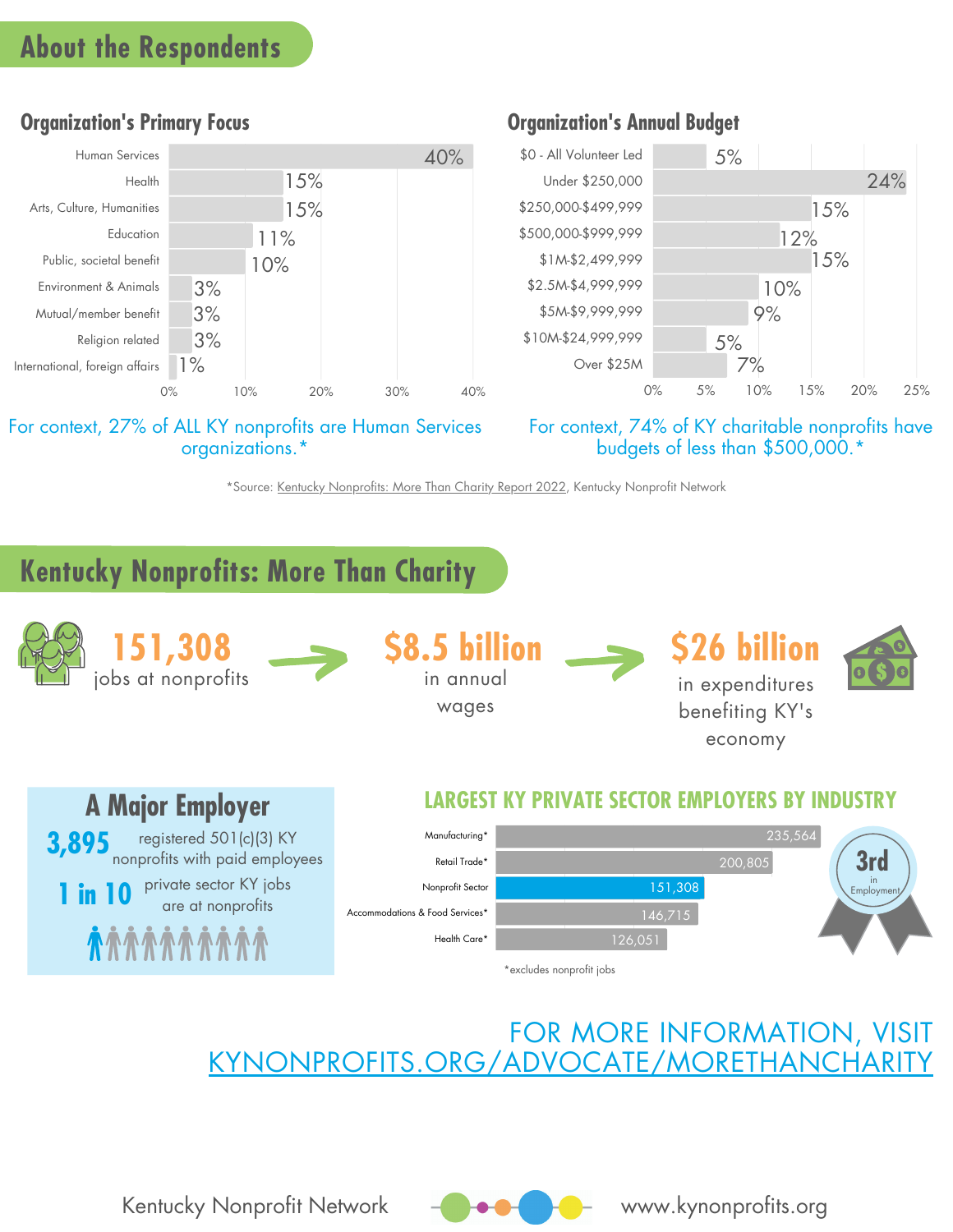## About the Respondents

### Organization's Primary Focus

Human Services 40%
Health 15%
Arts, Culture, Humanities 15%
Education 11%
Public, societal benefit 10%
Environment & Animals 3%
Mutual/member benefit 3%
Religion related 3%
International, foreign affairs 1%

0% 10% 20% 30% 40%

For context, 27% of ALL KY nonprofits are Human Services organizations.*

### Organization's Annual Budget

$0 - All Volunteer Led 5%
Under $250,000 24%
$250,000-$499,999 15%
$500,000-$999,999 12%
$1M-$2,499,999 15%
$2.5M-$4,999,999 10%
$5M-$9,999,999 9%
$10M-$24,999,999 5%
Over $25M 7%

0% 5% 10% 15% 20% 25%

For context, 74% of KY charitable nonprofits have budgets of less than $500,000.*

*Source: Kentucky Nonprofits: More Than Charity Report 2022, Kentucky Nonprofit Network

## Kentucky Nonprofits: More Than Charity

**151,308** jobs at nonprofits → **$8.5 billion** in annual wages → **$26 billion** in expenditures benefiting KY's economy

### A Major Employer

**3,895** registered 501(c)(3) KY nonprofits with paid employees

**1 in 10** private sector KY jobs are at nonprofits

### LARGEST KY PRIVATE SECTOR EMPLOYERS BY INDUSTRY

Manufacturing* 235,564
Retail Trade* 200,805
Nonprofit Sector 151,308
Accommodations & Food Services* 146,715
Health Care* 126,051

*excludes nonprofit jobs

3rd in Employment

FOR MORE INFORMATION, VISIT KYNONPROFITS.ORG/ADVOCATE/MORETHANCHARITY

Kentucky Nonprofit Network www.kynonprofits.org